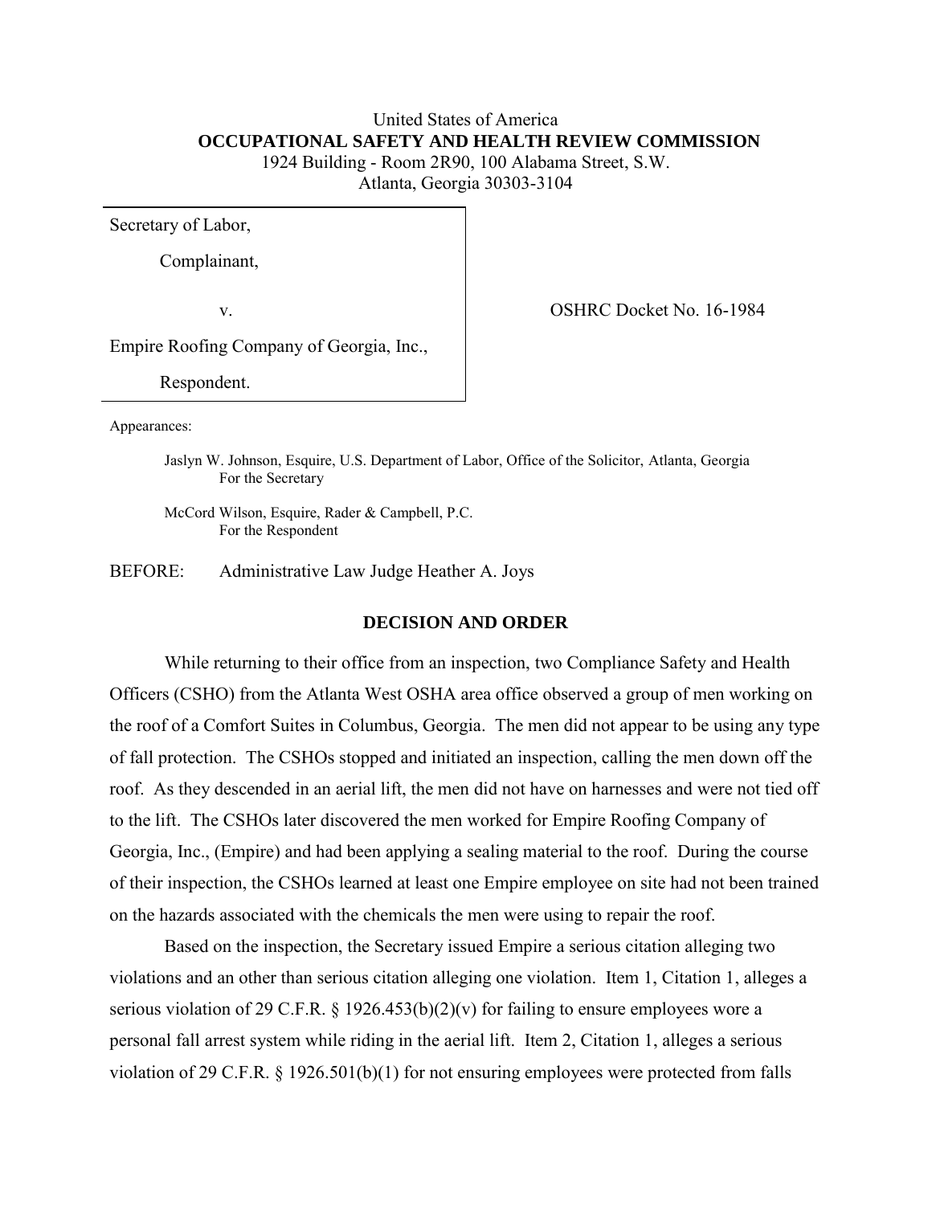United States of America
**OCCUPATIONAL SAFETY AND HEALTH REVIEW COMMISSION**
1924 Building - Room 2R90, 100 Alabama Street, S.W.
Atlanta, Georgia 30303-3104

| | |
|---|---|
| Secretary of Labor,<br><br>Complainant,<br><br>v.<br><br>Empire Roofing Company of Georgia, Inc.,<br><br>Respondent. | OSHRC Docket No. 16-1984 |

Appearances:

Jaslyn W. Johnson, Esquire, U.S. Department of Labor, Office of the Solicitor, Atlanta, Georgia
For the Secretary

McCord Wilson, Esquire, Rader & Campbell, P.C.
For the Respondent

BEFORE: Administrative Law Judge Heather A. Joys

## DECISION AND ORDER

While returning to their office from an inspection, two Compliance Safety and Health Officers (CSHO) from the Atlanta West OSHA area office observed a group of men working on the roof of a Comfort Suites in Columbus, Georgia. The men did not appear to be using any type of fall protection. The CSHOs stopped and initiated an inspection, calling the men down off the roof. As they descended in an aerial lift, the men did not have on harnesses and were not tied off to the lift. The CSHOs later discovered the men worked for Empire Roofing Company of Georgia, Inc., (Empire) and had been applying a sealing material to the roof. During the course of their inspection, the CSHOs learned at least one Empire employee on site had not been trained on the hazards associated with the chemicals the men were using to repair the roof.

Based on the inspection, the Secretary issued Empire a serious citation alleging two violations and an other than serious citation alleging one violation. Item 1, Citation 1, alleges a serious violation of 29 C.F.R. § 1926.453(b)(2)(v) for failing to ensure employees wore a personal fall arrest system while riding in the aerial lift. Item 2, Citation 1, alleges a serious violation of 29 C.F.R. § 1926.501(b)(1) for not ensuring employees were protected from falls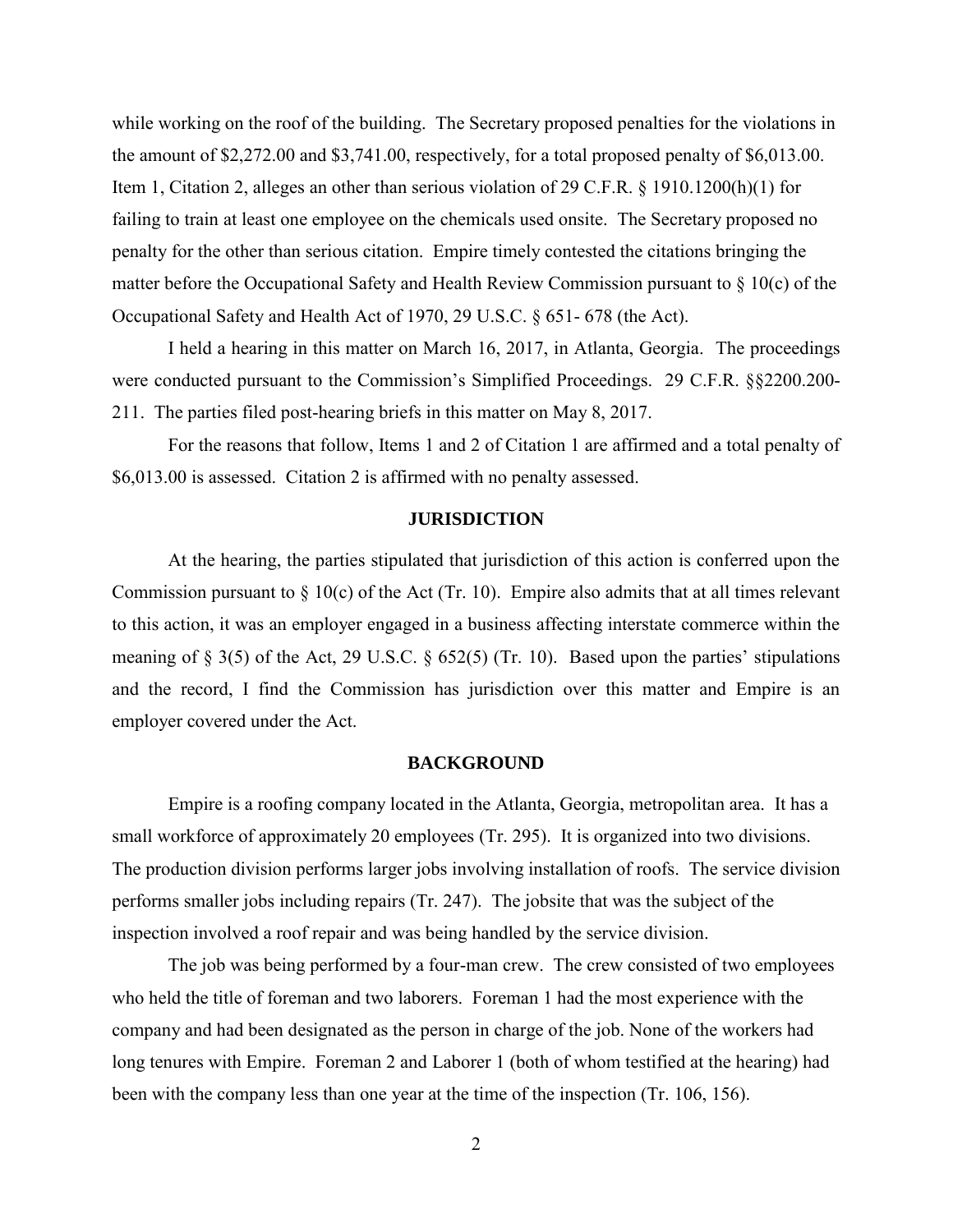while working on the roof of the building. The Secretary proposed penalties for the violations in the amount of $2,272.00 and $3,741.00, respectively, for a total proposed penalty of $6,013.00. Item 1, Citation 2, alleges an other than serious violation of 29 C.F.R. § 1910.1200(h)(1) for failing to train at least one employee on the chemicals used onsite. The Secretary proposed no penalty for the other than serious citation. Empire timely contested the citations bringing the matter before the Occupational Safety and Health Review Commission pursuant to § 10(c) of the Occupational Safety and Health Act of 1970, 29 U.S.C. § 651- 678 (the Act).

I held a hearing in this matter on March 16, 2017, in Atlanta, Georgia. The proceedings were conducted pursuant to the Commission's Simplified Proceedings. 29 C.F.R. §§2200.200-211. The parties filed post-hearing briefs in this matter on May 8, 2017.

For the reasons that follow, Items 1 and 2 of Citation 1 are affirmed and a total penalty of $6,013.00 is assessed. Citation 2 is affirmed with no penalty assessed.

## JURISDICTION

At the hearing, the parties stipulated that jurisdiction of this action is conferred upon the Commission pursuant to § 10(c) of the Act (Tr. 10). Empire also admits that at all times relevant to this action, it was an employer engaged in a business affecting interstate commerce within the meaning of § 3(5) of the Act, 29 U.S.C. § 652(5) (Tr. 10). Based upon the parties' stipulations and the record, I find the Commission has jurisdiction over this matter and Empire is an employer covered under the Act.

## BACKGROUND

Empire is a roofing company located in the Atlanta, Georgia, metropolitan area. It has a small workforce of approximately 20 employees (Tr. 295). It is organized into two divisions. The production division performs larger jobs involving installation of roofs. The service division performs smaller jobs including repairs (Tr. 247). The jobsite that was the subject of the inspection involved a roof repair and was being handled by the service division.

The job was being performed by a four-man crew. The crew consisted of two employees who held the title of foreman and two laborers. Foreman 1 had the most experience with the company and had been designated as the person in charge of the job. None of the workers had long tenures with Empire. Foreman 2 and Laborer 1 (both of whom testified at the hearing) had been with the company less than one year at the time of the inspection (Tr. 106, 156).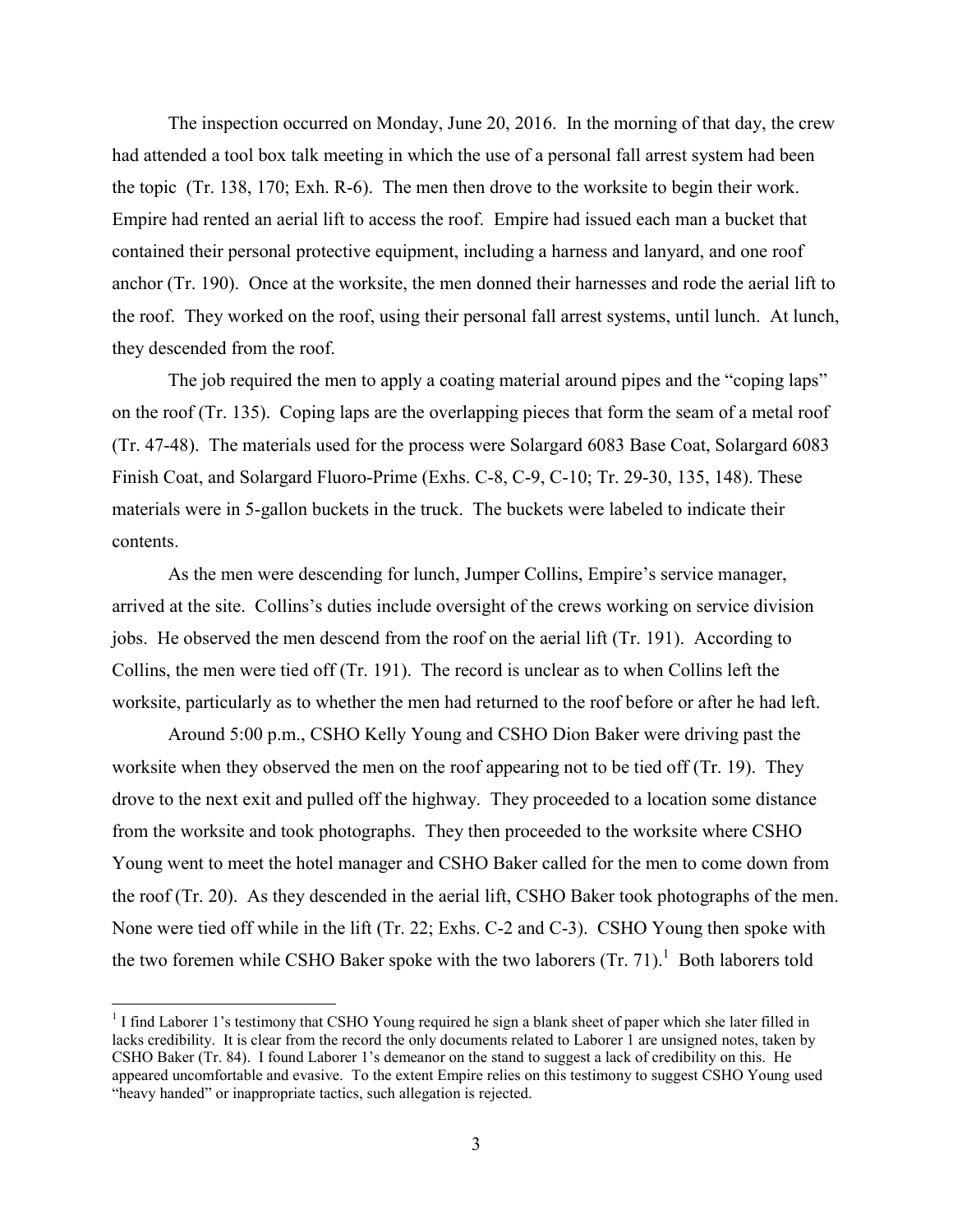The inspection occurred on Monday, June 20, 2016. In the morning of that day, the crew had attended a tool box talk meeting in which the use of a personal fall arrest system had been the topic (Tr. 138, 170; Exh. R-6). The men then drove to the worksite to begin their work. Empire had rented an aerial lift to access the roof. Empire had issued each man a bucket that contained their personal protective equipment, including a harness and lanyard, and one roof anchor (Tr. 190). Once at the worksite, the men donned their harnesses and rode the aerial lift to the roof. They worked on the roof, using their personal fall arrest systems, until lunch. At lunch, they descended from the roof.

The job required the men to apply a coating material around pipes and the "coping laps" on the roof (Tr. 135). Coping laps are the overlapping pieces that form the seam of a metal roof (Tr. 47-48). The materials used for the process were Solargard 6083 Base Coat, Solargard 6083 Finish Coat, and Solargard Fluoro-Prime (Exhs. C-8, C-9, C-10; Tr. 29-30, 135, 148). These materials were in 5-gallon buckets in the truck. The buckets were labeled to indicate their contents.

As the men were descending for lunch, Jumper Collins, Empire's service manager, arrived at the site. Collins's duties include oversight of the crews working on service division jobs. He observed the men descend from the roof on the aerial lift (Tr. 191). According to Collins, the men were tied off (Tr. 191). The record is unclear as to when Collins left the worksite, particularly as to whether the men had returned to the roof before or after he had left.

Around 5:00 p.m., CSHO Kelly Young and CSHO Dion Baker were driving past the worksite when they observed the men on the roof appearing not to be tied off (Tr. 19). They drove to the next exit and pulled off the highway. They proceeded to a location some distance from the worksite and took photographs. They then proceeded to the worksite where CSHO Young went to meet the hotel manager and CSHO Baker called for the men to come down from the roof (Tr. 20). As they descended in the aerial lift, CSHO Baker took photographs of the men. None were tied off while in the lift (Tr. 22; Exhs. C-2 and C-3). CSHO Young then spoke with the two foremen while CSHO Baker spoke with the two laborers (Tr. 71).[1] Both laborers told

[1] I find Laborer 1's testimony that CSHO Young required he sign a blank sheet of paper which she later filled in lacks credibility. It is clear from the record the only documents related to Laborer 1 are unsigned notes, taken by CSHO Baker (Tr. 84). I found Laborer 1's demeanor on the stand to suggest a lack of credibility on this. He appeared uncomfortable and evasive. To the extent Empire relies on this testimony to suggest CSHO Young used "heavy handed" or inappropriate tactics, such allegation is rejected.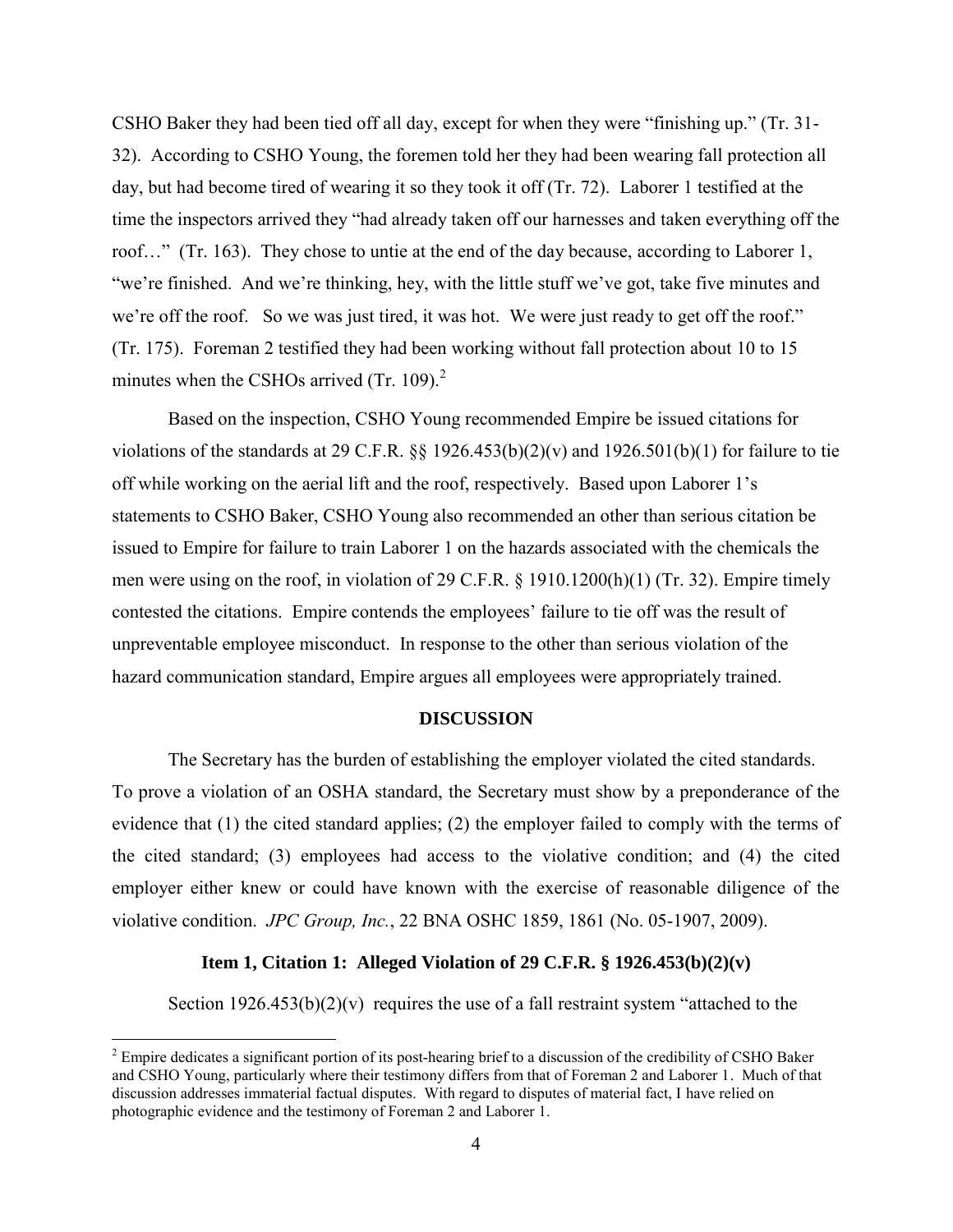CSHO Baker they had been tied off all day, except for when they were "finishing up." (Tr. 31-32). According to CSHO Young, the foremen told her they had been wearing fall protection all day, but had become tired of wearing it so they took it off (Tr. 72). Laborer 1 testified at the time the inspectors arrived they "had already taken off our harnesses and taken everything off the roof…" (Tr. 163). They chose to untie at the end of the day because, according to Laborer 1, "we're finished. And we're thinking, hey, with the little stuff we've got, take five minutes and we're off the roof. So we was just tired, it was hot. We were just ready to get off the roof." (Tr. 175). Foreman 2 testified they had been working without fall protection about 10 to 15 minutes when the CSHOs arrived (Tr. 109).[2]

Based on the inspection, CSHO Young recommended Empire be issued citations for violations of the standards at 29 C.F.R. §§ 1926.453(b)(2)(v) and 1926.501(b)(1) for failure to tie off while working on the aerial lift and the roof, respectively. Based upon Laborer 1's statements to CSHO Baker, CSHO Young also recommended an other than serious citation be issued to Empire for failure to train Laborer 1 on the hazards associated with the chemicals the men were using on the roof, in violation of 29 C.F.R. § 1910.1200(h)(1) (Tr. 32). Empire timely contested the citations. Empire contends the employees' failure to tie off was the result of unpreventable employee misconduct. In response to the other than serious violation of the hazard communication standard, Empire argues all employees were appropriately trained.

## DISCUSSION

The Secretary has the burden of establishing the employer violated the cited standards. To prove a violation of an OSHA standard, the Secretary must show by a preponderance of the evidence that (1) the cited standard applies; (2) the employer failed to comply with the terms of the cited standard; (3) employees had access to the violative condition; and (4) the cited employer either knew or could have known with the exercise of reasonable diligence of the violative condition. *JPC Group, Inc.*, 22 BNA OSHC 1859, 1861 (No. 05-1907, 2009).

### Item 1, Citation 1: Alleged Violation of 29 C.F.R. § 1926.453(b)(2)(v)

Section 1926.453(b)(2)(v) requires the use of a fall restraint system "attached to the

[2] Empire dedicates a significant portion of its post-hearing brief to a discussion of the credibility of CSHO Baker and CSHO Young, particularly where their testimony differs from that of Foreman 2 and Laborer 1. Much of that discussion addresses immaterial factual disputes. With regard to disputes of material fact, I have relied on photographic evidence and the testimony of Foreman 2 and Laborer 1.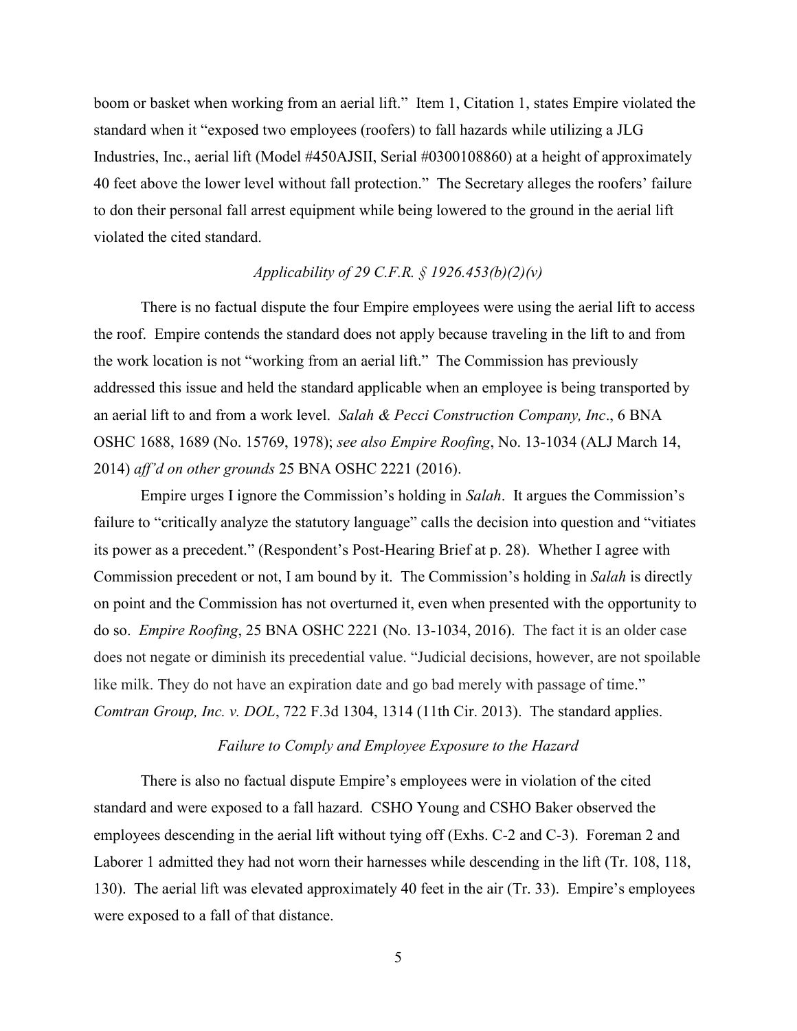boom or basket when working from an aerial lift." Item 1, Citation 1, states Empire violated the standard when it "exposed two employees (roofers) to fall hazards while utilizing a JLG Industries, Inc., aerial lift (Model #450AJSII, Serial #0300108860) at a height of approximately 40 feet above the lower level without fall protection." The Secretary alleges the roofers' failure to don their personal fall arrest equipment while being lowered to the ground in the aerial lift violated the cited standard.

*Applicability of 29 C.F.R. § 1926.453(b)(2)(v)*

There is no factual dispute the four Empire employees were using the aerial lift to access the roof. Empire contends the standard does not apply because traveling in the lift to and from the work location is not "working from an aerial lift." The Commission has previously addressed this issue and held the standard applicable when an employee is being transported by an aerial lift to and from a work level. *Salah & Pecci Construction Company, Inc*., 6 BNA OSHC 1688, 1689 (No. 15769, 1978); *see also Empire Roofing*, No. 13-1034 (ALJ March 14, 2014) *aff'd on other grounds* 25 BNA OSHC 2221 (2016).

Empire urges I ignore the Commission's holding in *Salah*. It argues the Commission's failure to "critically analyze the statutory language" calls the decision into question and "vitiates its power as a precedent." (Respondent's Post-Hearing Brief at p. 28). Whether I agree with Commission precedent or not, I am bound by it. The Commission's holding in *Salah* is directly on point and the Commission has not overturned it, even when presented with the opportunity to do so. *Empire Roofing*, 25 BNA OSHC 2221 (No. 13-1034, 2016). The fact it is an older case does not negate or diminish its precedential value. "Judicial decisions, however, are not spoilable like milk. They do not have an expiration date and go bad merely with passage of time." *Comtran Group, Inc. v. DOL*, 722 F.3d 1304, 1314 (11th Cir. 2013). The standard applies.

*Failure to Comply and Employee Exposure to the Hazard*

There is also no factual dispute Empire's employees were in violation of the cited standard and were exposed to a fall hazard. CSHO Young and CSHO Baker observed the employees descending in the aerial lift without tying off (Exhs. C-2 and C-3). Foreman 2 and Laborer 1 admitted they had not worn their harnesses while descending in the lift (Tr. 108, 118, 130). The aerial lift was elevated approximately 40 feet in the air (Tr. 33). Empire's employees were exposed to a fall of that distance.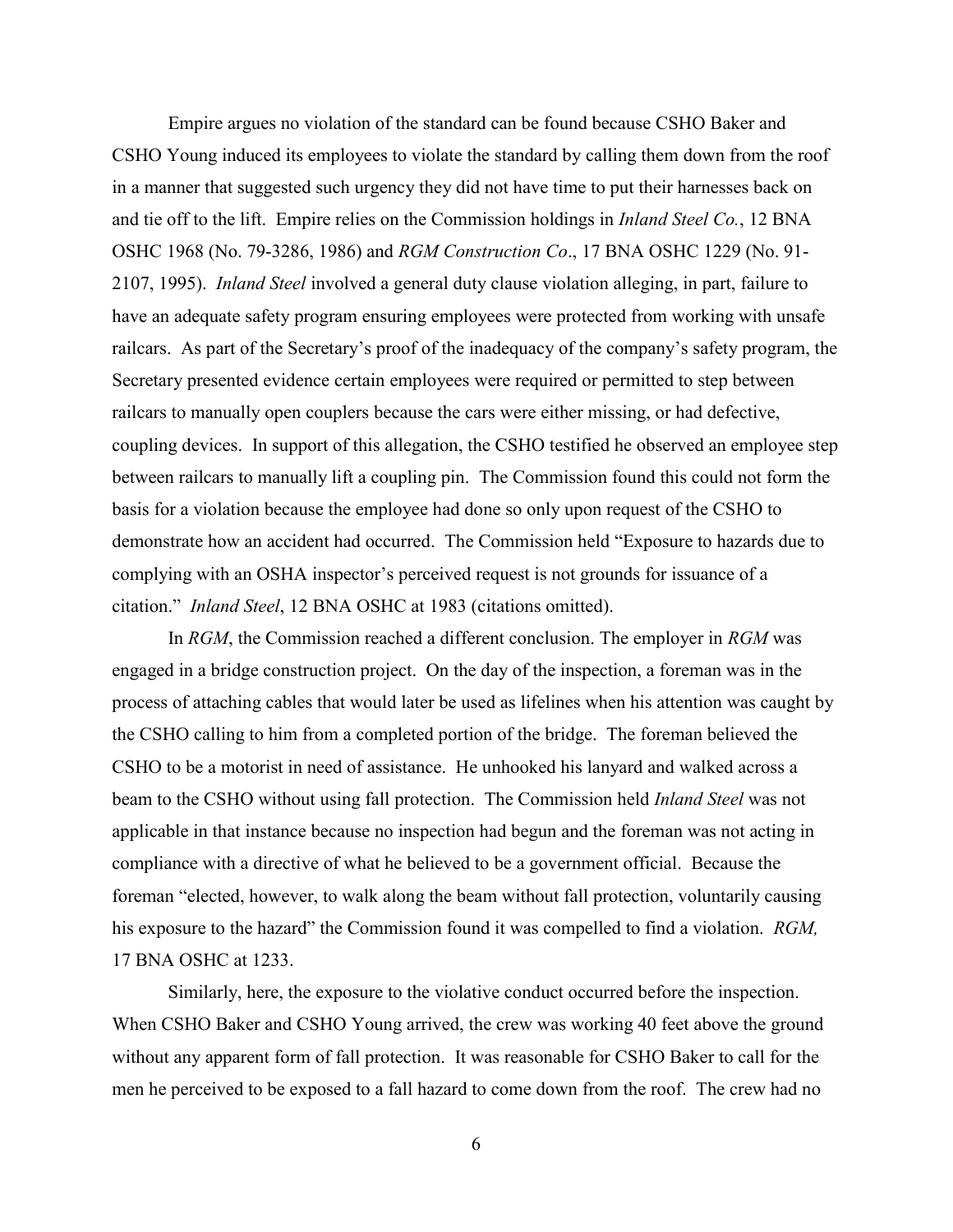Empire argues no violation of the standard can be found because CSHO Baker and CSHO Young induced its employees to violate the standard by calling them down from the roof in a manner that suggested such urgency they did not have time to put their harnesses back on and tie off to the lift. Empire relies on the Commission holdings in *Inland Steel Co.*, 12 BNA OSHC 1968 (No. 79-3286, 1986) and *RGM Construction Co*., 17 BNA OSHC 1229 (No. 91-2107, 1995). *Inland Steel* involved a general duty clause violation alleging, in part, failure to have an adequate safety program ensuring employees were protected from working with unsafe railcars. As part of the Secretary's proof of the inadequacy of the company's safety program, the Secretary presented evidence certain employees were required or permitted to step between railcars to manually open couplers because the cars were either missing, or had defective, coupling devices. In support of this allegation, the CSHO testified he observed an employee step between railcars to manually lift a coupling pin. The Commission found this could not form the basis for a violation because the employee had done so only upon request of the CSHO to demonstrate how an accident had occurred. The Commission held "Exposure to hazards due to complying with an OSHA inspector's perceived request is not grounds for issuance of a citation." *Inland Steel*, 12 BNA OSHC at 1983 (citations omitted).

In *RGM*, the Commission reached a different conclusion. The employer in *RGM* was engaged in a bridge construction project. On the day of the inspection, a foreman was in the process of attaching cables that would later be used as lifelines when his attention was caught by the CSHO calling to him from a completed portion of the bridge. The foreman believed the CSHO to be a motorist in need of assistance. He unhooked his lanyard and walked across a beam to the CSHO without using fall protection. The Commission held *Inland Steel* was not applicable in that instance because no inspection had begun and the foreman was not acting in compliance with a directive of what he believed to be a government official. Because the foreman "elected, however, to walk along the beam without fall protection, voluntarily causing his exposure to the hazard" the Commission found it was compelled to find a violation. *RGM,* 17 BNA OSHC at 1233.

Similarly, here, the exposure to the violative conduct occurred before the inspection. When CSHO Baker and CSHO Young arrived, the crew was working 40 feet above the ground without any apparent form of fall protection. It was reasonable for CSHO Baker to call for the men he perceived to be exposed to a fall hazard to come down from the roof. The crew had no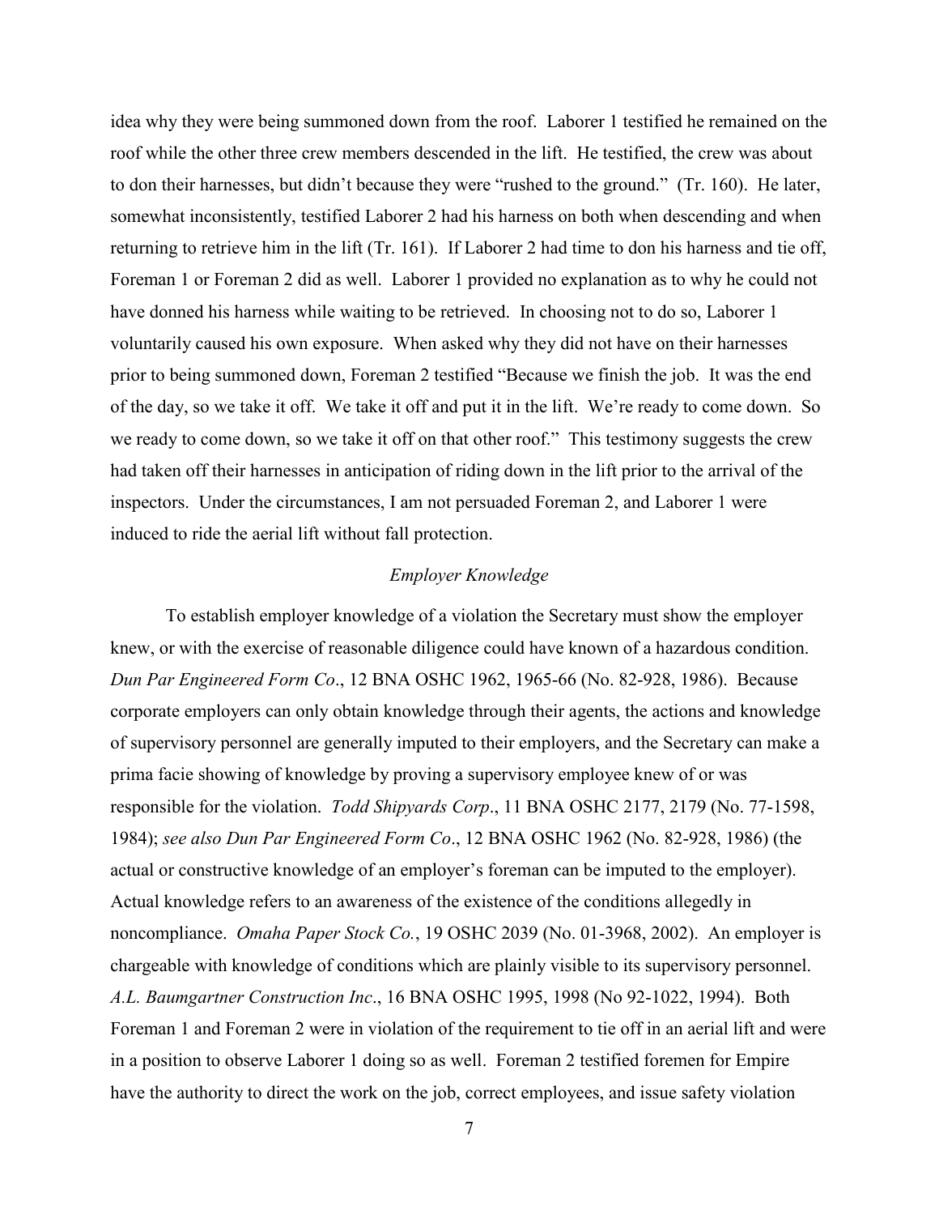idea why they were being summoned down from the roof. Laborer 1 testified he remained on the roof while the other three crew members descended in the lift. He testified, the crew was about to don their harnesses, but didn't because they were "rushed to the ground." (Tr. 160). He later, somewhat inconsistently, testified Laborer 2 had his harness on both when descending and when returning to retrieve him in the lift (Tr. 161). If Laborer 2 had time to don his harness and tie off, Foreman 1 or Foreman 2 did as well. Laborer 1 provided no explanation as to why he could not have donned his harness while waiting to be retrieved. In choosing not to do so, Laborer 1 voluntarily caused his own exposure. When asked why they did not have on their harnesses prior to being summoned down, Foreman 2 testified "Because we finish the job. It was the end of the day, so we take it off. We take it off and put it in the lift. We're ready to come down. So we ready to come down, so we take it off on that other roof." This testimony suggests the crew had taken off their harnesses in anticipation of riding down in the lift prior to the arrival of the inspectors. Under the circumstances, I am not persuaded Foreman 2, and Laborer 1 were induced to ride the aerial lift without fall protection.

### *Employer Knowledge*

To establish employer knowledge of a violation the Secretary must show the employer knew, or with the exercise of reasonable diligence could have known of a hazardous condition. *Dun Par Engineered Form Co*., 12 BNA OSHC 1962, 1965-66 (No. 82-928, 1986). Because corporate employers can only obtain knowledge through their agents, the actions and knowledge of supervisory personnel are generally imputed to their employers, and the Secretary can make a prima facie showing of knowledge by proving a supervisory employee knew of or was responsible for the violation. *Todd Shipyards Corp*., 11 BNA OSHC 2177, 2179 (No. 77-1598, 1984); *see also Dun Par Engineered Form Co*., 12 BNA OSHC 1962 (No. 82-928, 1986) (the actual or constructive knowledge of an employer's foreman can be imputed to the employer). Actual knowledge refers to an awareness of the existence of the conditions allegedly in noncompliance. *Omaha Paper Stock Co.*, 19 OSHC 2039 (No. 01-3968, 2002). An employer is chargeable with knowledge of conditions which are plainly visible to its supervisory personnel. *A.L. Baumgartner Construction Inc*., 16 BNA OSHC 1995, 1998 (No 92-1022, 1994). Both Foreman 1 and Foreman 2 were in violation of the requirement to tie off in an aerial lift and were in a position to observe Laborer 1 doing so as well. Foreman 2 testified foremen for Empire have the authority to direct the work on the job, correct employees, and issue safety violation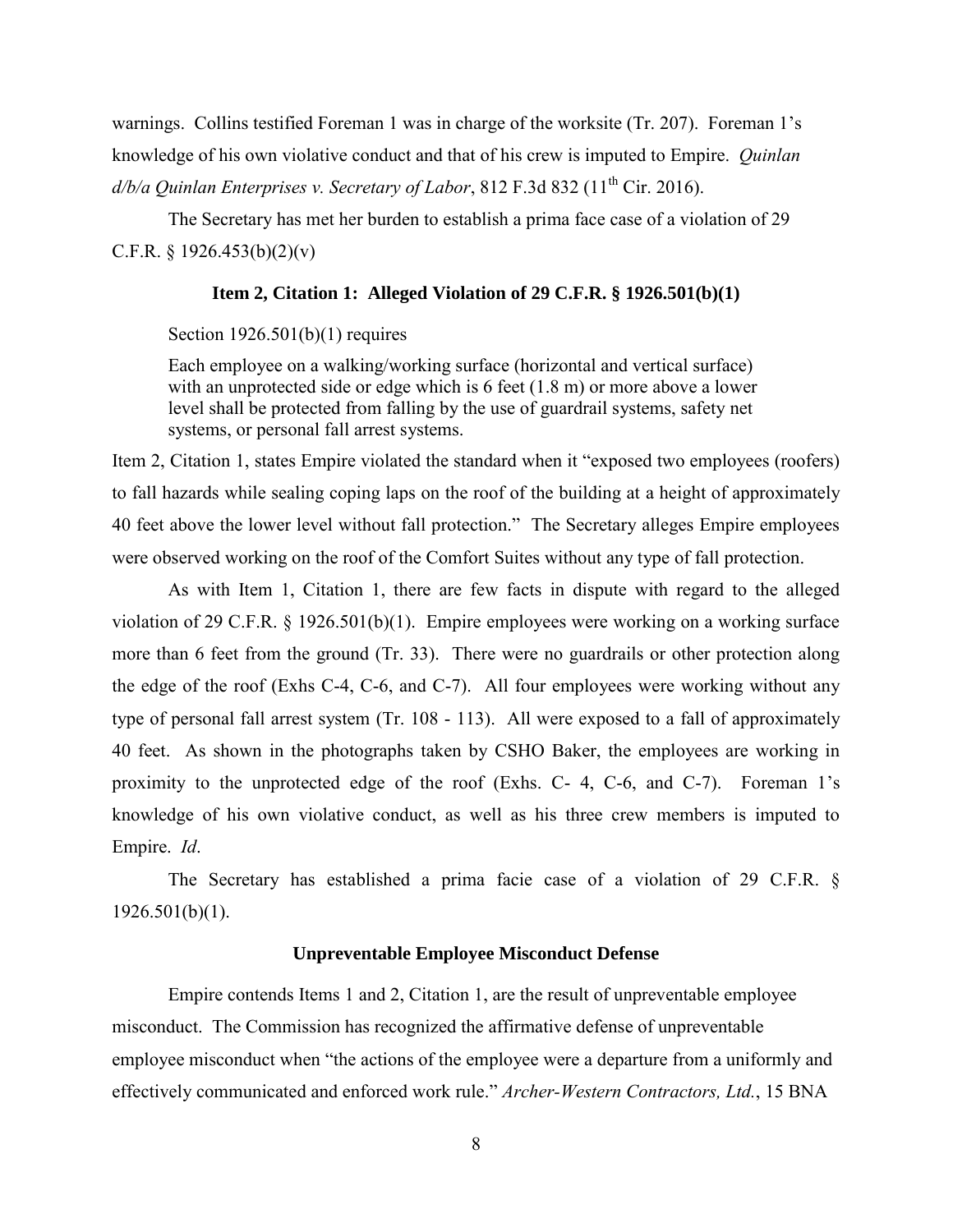warnings. Collins testified Foreman 1 was in charge of the worksite (Tr. 207). Foreman 1's knowledge of his own violative conduct and that of his crew is imputed to Empire. *Quinlan d/b/a Quinlan Enterprises v. Secretary of Labor*, 812 F.3d 832 (11th Cir. 2016).

The Secretary has met her burden to establish a prima face case of a violation of 29 C.F.R. § 1926.453(b)(2)(v)

### Item 2, Citation 1: Alleged Violation of 29 C.F.R. § 1926.501(b)(1)

Section 1926.501(b)(1) requires

> Each employee on a walking/working surface (horizontal and vertical surface) with an unprotected side or edge which is 6 feet (1.8 m) or more above a lower level shall be protected from falling by the use of guardrail systems, safety net systems, or personal fall arrest systems.

Item 2, Citation 1, states Empire violated the standard when it "exposed two employees (roofers) to fall hazards while sealing coping laps on the roof of the building at a height of approximately 40 feet above the lower level without fall protection." The Secretary alleges Empire employees were observed working on the roof of the Comfort Suites without any type of fall protection.

As with Item 1, Citation 1, there are few facts in dispute with regard to the alleged violation of 29 C.F.R. § 1926.501(b)(1). Empire employees were working on a working surface more than 6 feet from the ground (Tr. 33). There were no guardrails or other protection along the edge of the roof (Exhs C-4, C-6, and C-7). All four employees were working without any type of personal fall arrest system (Tr. 108 - 113). All were exposed to a fall of approximately 40 feet. As shown in the photographs taken by CSHO Baker, the employees are working in proximity to the unprotected edge of the roof (Exhs. C- 4, C-6, and C-7). Foreman 1's knowledge of his own violative conduct, as well as his three crew members is imputed to Empire. *Id*.

The Secretary has established a prima facie case of a violation of 29 C.F.R. § 1926.501(b)(1).

### Unpreventable Employee Misconduct Defense

Empire contends Items 1 and 2, Citation 1, are the result of unpreventable employee misconduct. The Commission has recognized the affirmative defense of unpreventable employee misconduct when "the actions of the employee were a departure from a uniformly and effectively communicated and enforced work rule." *Archer-Western Contractors, Ltd.*, 15 BNA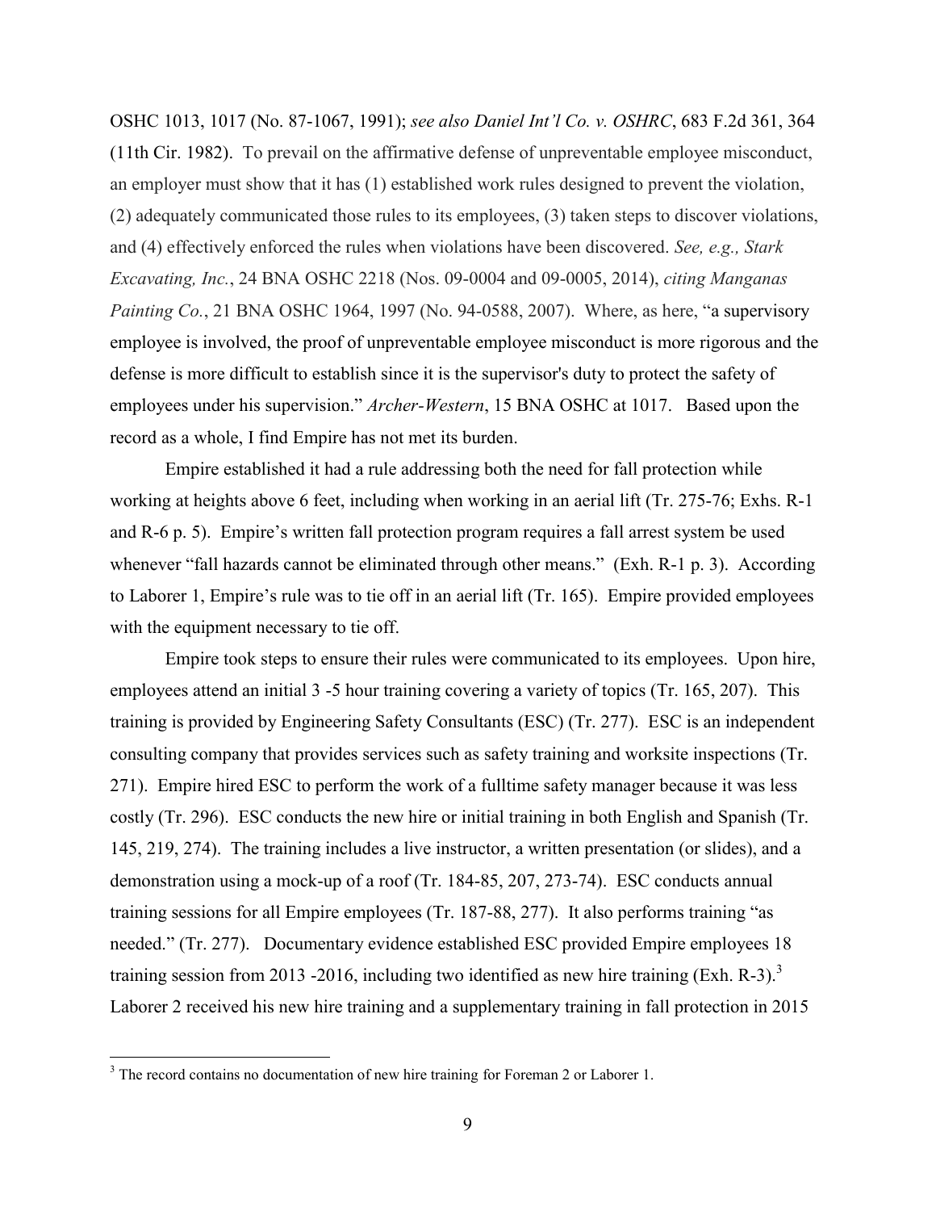OSHC 1013, 1017 (No. 87-1067, 1991); *see also Daniel Int'l Co. v. OSHRC*, 683 F.2d 361, 364 (11th Cir. 1982). To prevail on the affirmative defense of unpreventable employee misconduct, an employer must show that it has (1) established work rules designed to prevent the violation, (2) adequately communicated those rules to its employees, (3) taken steps to discover violations, and (4) effectively enforced the rules when violations have been discovered. *See, e.g., Stark Excavating, Inc.*, 24 BNA OSHC 2218 (Nos. 09-0004 and 09-0005, 2014), *citing Manganas Painting Co.*, 21 BNA OSHC 1964, 1997 (No. 94-0588, 2007). Where, as here, "a supervisory employee is involved, the proof of unpreventable employee misconduct is more rigorous and the defense is more difficult to establish since it is the supervisor's duty to protect the safety of employees under his supervision." *Archer-Western*, 15 BNA OSHC at 1017. Based upon the record as a whole, I find Empire has not met its burden.

Empire established it had a rule addressing both the need for fall protection while working at heights above 6 feet, including when working in an aerial lift (Tr. 275-76; Exhs. R-1 and R-6 p. 5). Empire's written fall protection program requires a fall arrest system be used whenever "fall hazards cannot be eliminated through other means." (Exh. R-1 p. 3). According to Laborer 1, Empire's rule was to tie off in an aerial lift (Tr. 165). Empire provided employees with the equipment necessary to tie off.

Empire took steps to ensure their rules were communicated to its employees. Upon hire, employees attend an initial 3 -5 hour training covering a variety of topics (Tr. 165, 207). This training is provided by Engineering Safety Consultants (ESC) (Tr. 277). ESC is an independent consulting company that provides services such as safety training and worksite inspections (Tr. 271). Empire hired ESC to perform the work of a fulltime safety manager because it was less costly (Tr. 296). ESC conducts the new hire or initial training in both English and Spanish (Tr. 145, 219, 274). The training includes a live instructor, a written presentation (or slides), and a demonstration using a mock-up of a roof (Tr. 184-85, 207, 273-74). ESC conducts annual training sessions for all Empire employees (Tr. 187-88, 277). It also performs training "as needed." (Tr. 277). Documentary evidence established ESC provided Empire employees 18 training session from 2013 -2016, including two identified as new hire training (Exh. R-3).[3] Laborer 2 received his new hire training and a supplementary training in fall protection in 2015

[3] The record contains no documentation of new hire training for Foreman 2 or Laborer 1.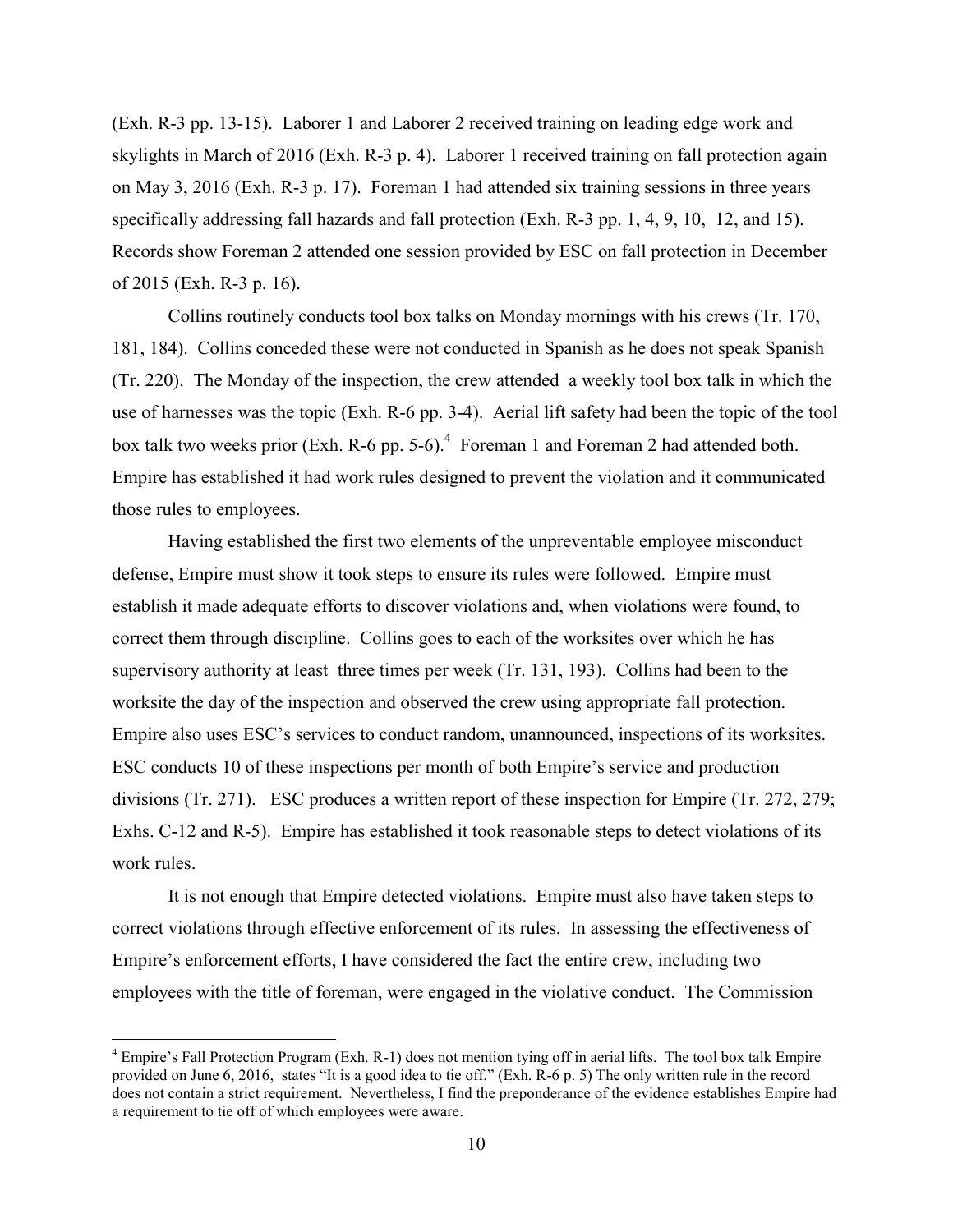(Exh. R-3 pp. 13-15). Laborer 1 and Laborer 2 received training on leading edge work and skylights in March of 2016 (Exh. R-3 p. 4). Laborer 1 received training on fall protection again on May 3, 2016 (Exh. R-3 p. 17). Foreman 1 had attended six training sessions in three years specifically addressing fall hazards and fall protection (Exh. R-3 pp. 1, 4, 9, 10, 12, and 15). Records show Foreman 2 attended one session provided by ESC on fall protection in December of 2015 (Exh. R-3 p. 16).

Collins routinely conducts tool box talks on Monday mornings with his crews (Tr. 170, 181, 184). Collins conceded these were not conducted in Spanish as he does not speak Spanish (Tr. 220). The Monday of the inspection, the crew attended a weekly tool box talk in which the use of harnesses was the topic (Exh. R-6 pp. 3-4). Aerial lift safety had been the topic of the tool box talk two weeks prior (Exh. R-6 pp. 5-6).[4] Foreman 1 and Foreman 2 had attended both. Empire has established it had work rules designed to prevent the violation and it communicated those rules to employees.

Having established the first two elements of the unpreventable employee misconduct defense, Empire must show it took steps to ensure its rules were followed. Empire must establish it made adequate efforts to discover violations and, when violations were found, to correct them through discipline. Collins goes to each of the worksites over which he has supervisory authority at least three times per week (Tr. 131, 193). Collins had been to the worksite the day of the inspection and observed the crew using appropriate fall protection. Empire also uses ESC's services to conduct random, unannounced, inspections of its worksites. ESC conducts 10 of these inspections per month of both Empire's service and production divisions (Tr. 271). ESC produces a written report of these inspection for Empire (Tr. 272, 279; Exhs. C-12 and R-5). Empire has established it took reasonable steps to detect violations of its work rules.

It is not enough that Empire detected violations. Empire must also have taken steps to correct violations through effective enforcement of its rules. In assessing the effectiveness of Empire's enforcement efforts, I have considered the fact the entire crew, including two employees with the title of foreman, were engaged in the violative conduct. The Commission

[4] Empire's Fall Protection Program (Exh. R-1) does not mention tying off in aerial lifts. The tool box talk Empire provided on June 6, 2016, states "It is a good idea to tie off." (Exh. R-6 p. 5) The only written rule in the record does not contain a strict requirement. Nevertheless, I find the preponderance of the evidence establishes Empire had a requirement to tie off of which employees were aware.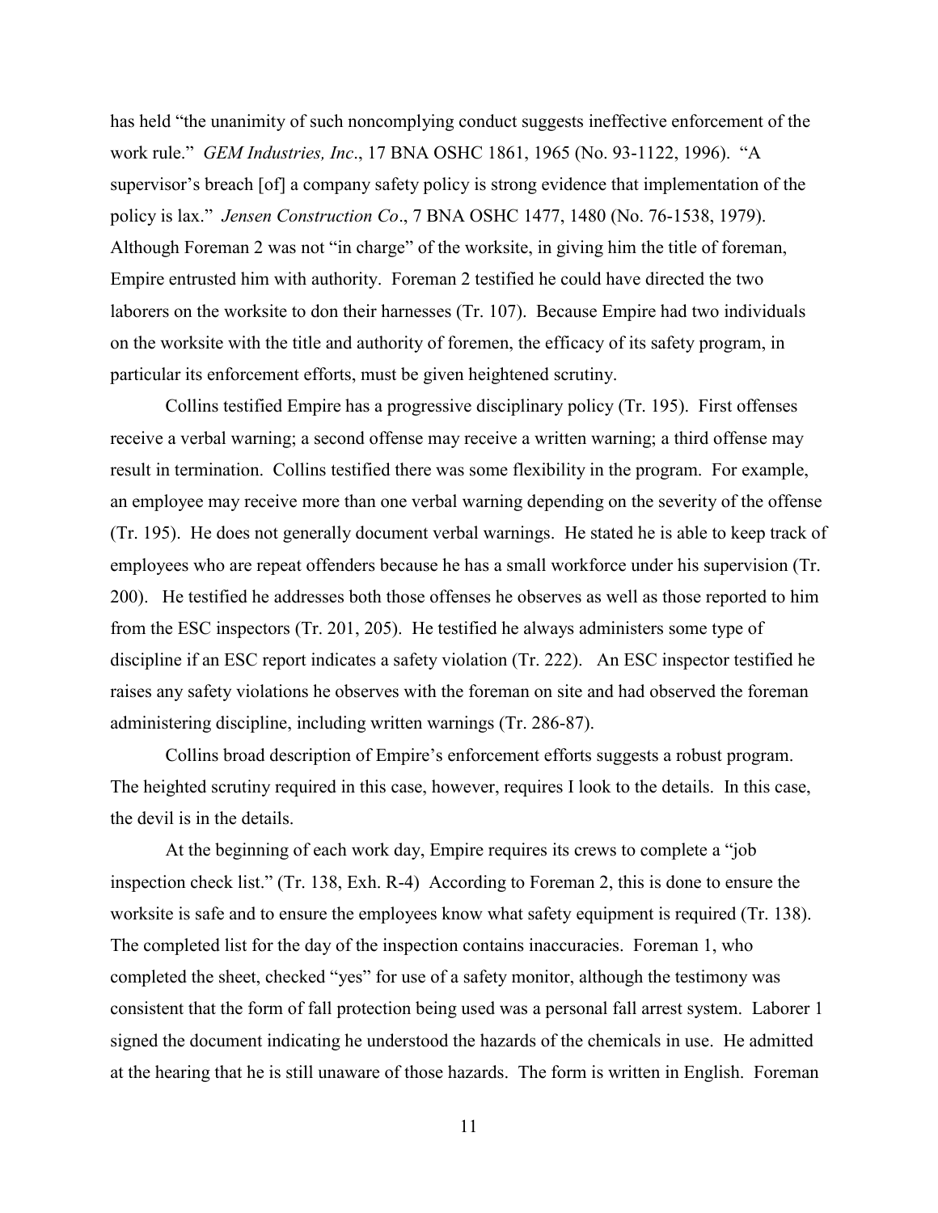has held "the unanimity of such noncomplying conduct suggests ineffective enforcement of the work rule." *GEM Industries, Inc*., 17 BNA OSHC 1861, 1965 (No. 93-1122, 1996). "A supervisor's breach [of] a company safety policy is strong evidence that implementation of the policy is lax." *Jensen Construction Co*., 7 BNA OSHC 1477, 1480 (No. 76-1538, 1979). Although Foreman 2 was not "in charge" of the worksite, in giving him the title of foreman, Empire entrusted him with authority. Foreman 2 testified he could have directed the two laborers on the worksite to don their harnesses (Tr. 107). Because Empire had two individuals on the worksite with the title and authority of foremen, the efficacy of its safety program, in particular its enforcement efforts, must be given heightened scrutiny.

Collins testified Empire has a progressive disciplinary policy (Tr. 195). First offenses receive a verbal warning; a second offense may receive a written warning; a third offense may result in termination. Collins testified there was some flexibility in the program. For example, an employee may receive more than one verbal warning depending on the severity of the offense (Tr. 195). He does not generally document verbal warnings. He stated he is able to keep track of employees who are repeat offenders because he has a small workforce under his supervision (Tr. 200). He testified he addresses both those offenses he observes as well as those reported to him from the ESC inspectors (Tr. 201, 205). He testified he always administers some type of discipline if an ESC report indicates a safety violation (Tr. 222). An ESC inspector testified he raises any safety violations he observes with the foreman on site and had observed the foreman administering discipline, including written warnings (Tr. 286-87).

Collins broad description of Empire's enforcement efforts suggests a robust program. The heighted scrutiny required in this case, however, requires I look to the details. In this case, the devil is in the details.

At the beginning of each work day, Empire requires its crews to complete a "job inspection check list." (Tr. 138, Exh. R-4) According to Foreman 2, this is done to ensure the worksite is safe and to ensure the employees know what safety equipment is required (Tr. 138). The completed list for the day of the inspection contains inaccuracies. Foreman 1, who completed the sheet, checked "yes" for use of a safety monitor, although the testimony was consistent that the form of fall protection being used was a personal fall arrest system. Laborer 1 signed the document indicating he understood the hazards of the chemicals in use. He admitted at the hearing that he is still unaware of those hazards. The form is written in English. Foreman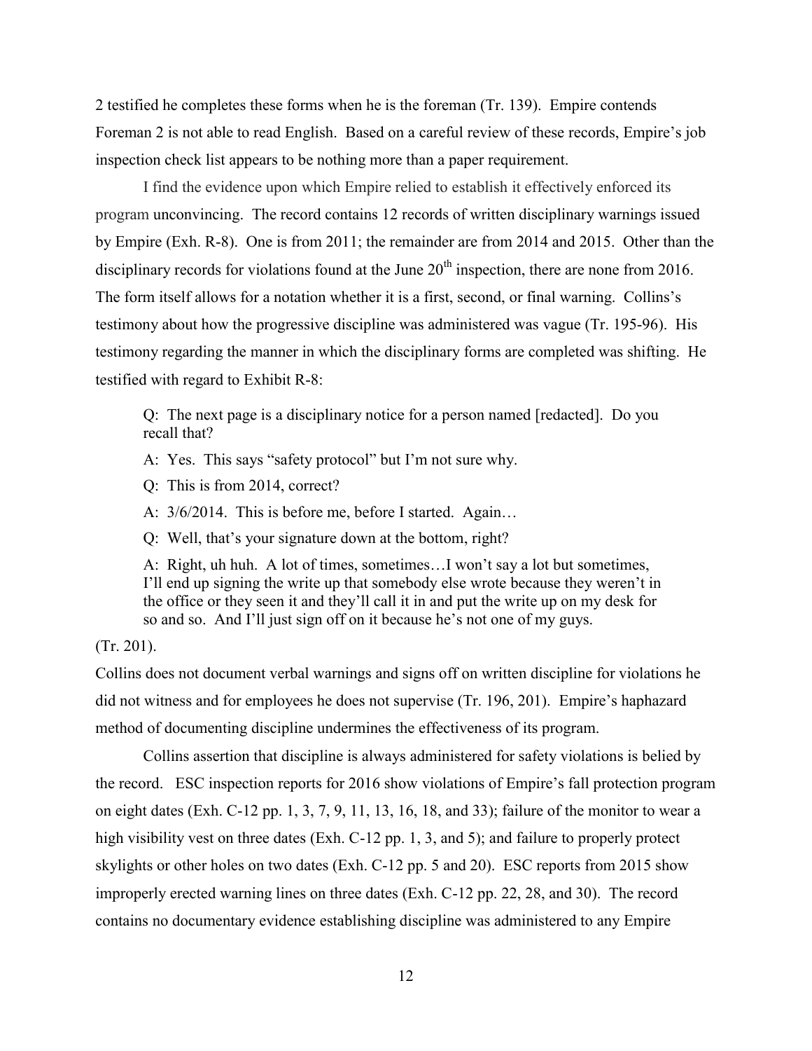2 testified he completes these forms when he is the foreman (Tr. 139). Empire contends Foreman 2 is not able to read English. Based on a careful review of these records, Empire's job inspection check list appears to be nothing more than a paper requirement.

I find the evidence upon which Empire relied to establish it effectively enforced its program unconvincing. The record contains 12 records of written disciplinary warnings issued by Empire (Exh. R-8). One is from 2011; the remainder are from 2014 and 2015. Other than the disciplinary records for violations found at the June 20th inspection, there are none from 2016. The form itself allows for a notation whether it is a first, second, or final warning. Collins's testimony about how the progressive discipline was administered was vague (Tr. 195-96). His testimony regarding the manner in which the disciplinary forms are completed was shifting. He testified with regard to Exhibit R-8:

> Q: The next page is a disciplinary notice for a person named [redacted]. Do you recall that?
>
> A: Yes. This says "safety protocol" but I'm not sure why.
>
> Q: This is from 2014, correct?
>
> A: 3/6/2014. This is before me, before I started. Again…
>
> Q: Well, that's your signature down at the bottom, right?
>
> A: Right, uh huh. A lot of times, sometimes…I won't say a lot but sometimes, I'll end up signing the write up that somebody else wrote because they weren't in the office or they seen it and they'll call it in and put the write up on my desk for so and so. And I'll just sign off on it because he's not one of my guys.

(Tr. 201).

Collins does not document verbal warnings and signs off on written discipline for violations he did not witness and for employees he does not supervise (Tr. 196, 201). Empire's haphazard method of documenting discipline undermines the effectiveness of its program.

Collins assertion that discipline is always administered for safety violations is belied by the record. ESC inspection reports for 2016 show violations of Empire's fall protection program on eight dates (Exh. C-12 pp. 1, 3, 7, 9, 11, 13, 16, 18, and 33); failure of the monitor to wear a high visibility vest on three dates (Exh. C-12 pp. 1, 3, and 5); and failure to properly protect skylights or other holes on two dates (Exh. C-12 pp. 5 and 20). ESC reports from 2015 show improperly erected warning lines on three dates (Exh. C-12 pp. 22, 28, and 30). The record contains no documentary evidence establishing discipline was administered to any Empire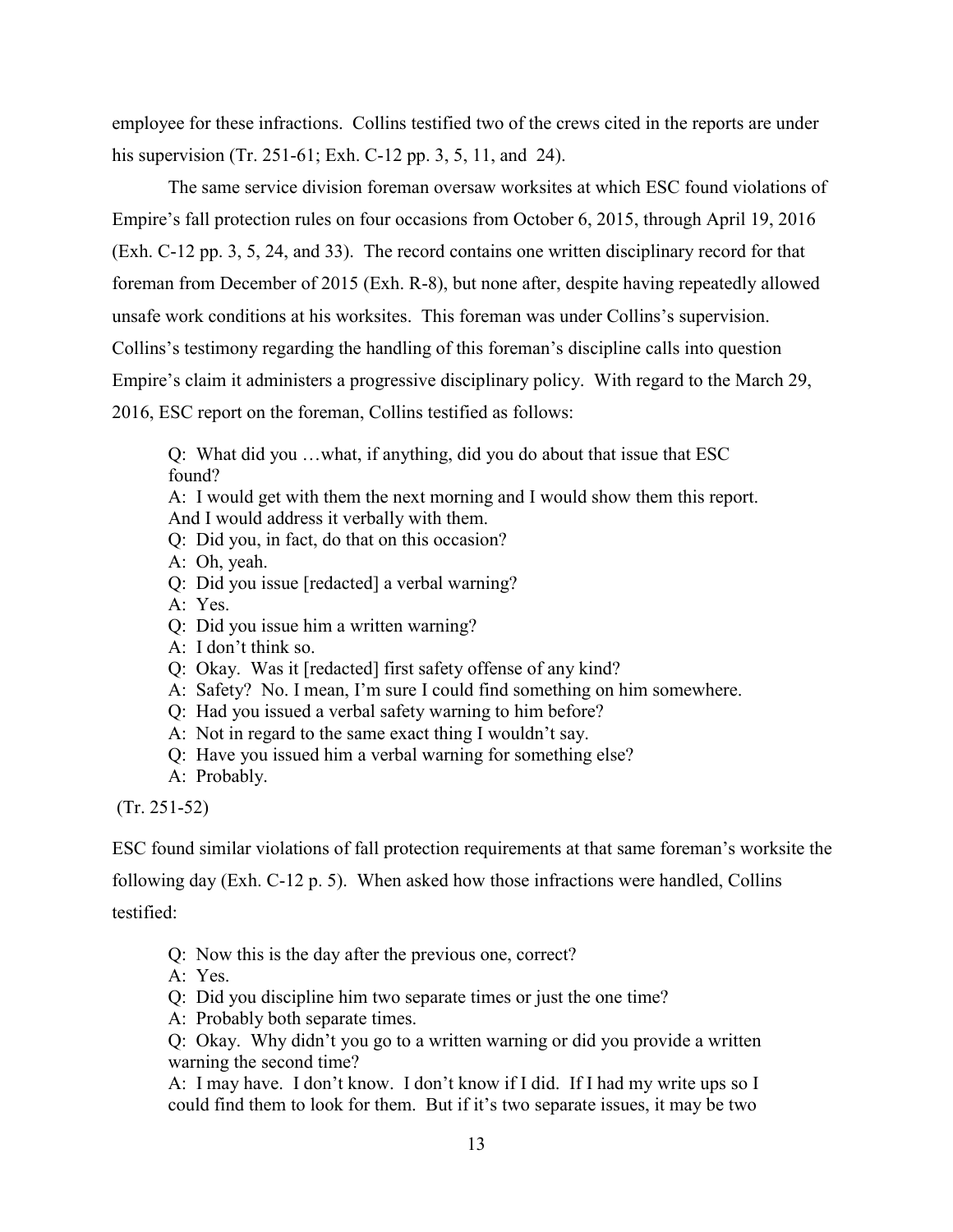employee for these infractions. Collins testified two of the crews cited in the reports are under his supervision (Tr. 251-61; Exh. C-12 pp. 3, 5, 11, and 24).

The same service division foreman oversaw worksites at which ESC found violations of Empire's fall protection rules on four occasions from October 6, 2015, through April 19, 2016 (Exh. C-12 pp. 3, 5, 24, and 33). The record contains one written disciplinary record for that foreman from December of 2015 (Exh. R-8), but none after, despite having repeatedly allowed unsafe work conditions at his worksites. This foreman was under Collins's supervision. Collins's testimony regarding the handling of this foreman's discipline calls into question Empire's claim it administers a progressive disciplinary policy. With regard to the March 29, 2016, ESC report on the foreman, Collins testified as follows:

> Q: What did you …what, if anything, did you do about that issue that ESC found?
> A: I would get with them the next morning and I would show them this report. And I would address it verbally with them.
> Q: Did you, in fact, do that on this occasion?
> A: Oh, yeah.
> Q: Did you issue [redacted] a verbal warning?
> A: Yes.
> Q: Did you issue him a written warning?
> A: I don't think so.
> Q: Okay. Was it [redacted] first safety offense of any kind?
> A: Safety? No. I mean, I'm sure I could find something on him somewhere.
> Q: Had you issued a verbal safety warning to him before?
> A: Not in regard to the same exact thing I wouldn't say.
> Q: Have you issued him a verbal warning for something else?
> A: Probably.

(Tr. 251-52)

ESC found similar violations of fall protection requirements at that same foreman's worksite the following day (Exh. C-12 p. 5). When asked how those infractions were handled, Collins testified:

> Q: Now this is the day after the previous one, correct?
> A: Yes.
> Q: Did you discipline him two separate times or just the one time?
> A: Probably both separate times.
> Q: Okay. Why didn't you go to a written warning or did you provide a written warning the second time?
> A: I may have. I don't know. I don't know if I did. If I had my write ups so I could find them to look for them. But if it's two separate issues, it may be two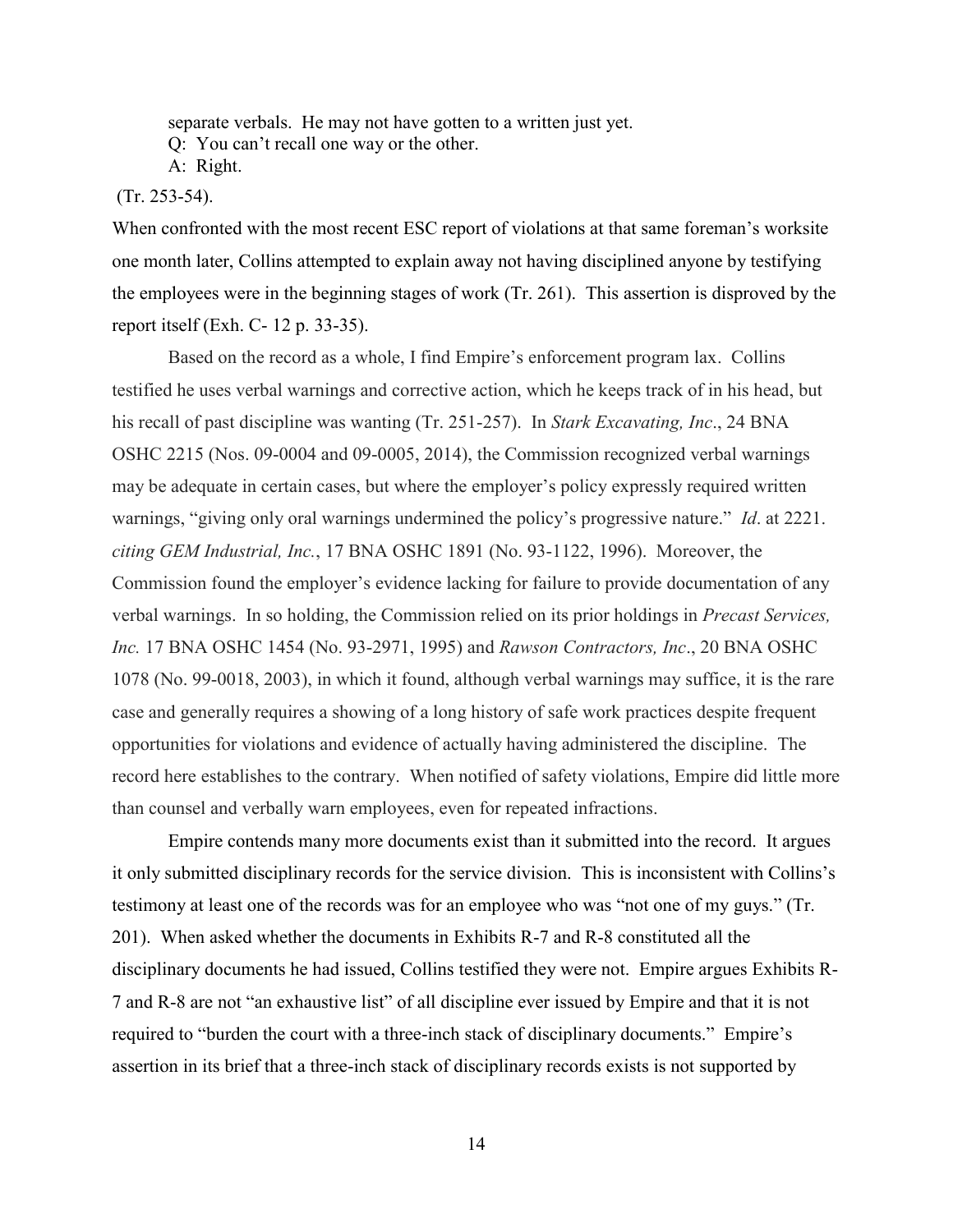separate verbals. He may not have gotten to a written just yet.

Q: You can't recall one way or the other.

A: Right.

(Tr. 253-54).

When confronted with the most recent ESC report of violations at that same foreman's worksite one month later, Collins attempted to explain away not having disciplined anyone by testifying the employees were in the beginning stages of work (Tr. 261). This assertion is disproved by the report itself (Exh. C- 12 p. 33-35).

Based on the record as a whole, I find Empire's enforcement program lax. Collins testified he uses verbal warnings and corrective action, which he keeps track of in his head, but his recall of past discipline was wanting (Tr. 251-257). In *Stark Excavating, Inc*., 24 BNA OSHC 2215 (Nos. 09-0004 and 09-0005, 2014), the Commission recognized verbal warnings may be adequate in certain cases, but where the employer's policy expressly required written warnings, "giving only oral warnings undermined the policy's progressive nature." *Id*. at 2221. *citing GEM Industrial, Inc.*, 17 BNA OSHC 1891 (No. 93-1122, 1996). Moreover, the Commission found the employer's evidence lacking for failure to provide documentation of any verbal warnings. In so holding, the Commission relied on its prior holdings in *Precast Services, Inc.* 17 BNA OSHC 1454 (No. 93-2971, 1995) and *Rawson Contractors, Inc*., 20 BNA OSHC 1078 (No. 99-0018, 2003), in which it found, although verbal warnings may suffice, it is the rare case and generally requires a showing of a long history of safe work practices despite frequent opportunities for violations and evidence of actually having administered the discipline. The record here establishes to the contrary. When notified of safety violations, Empire did little more than counsel and verbally warn employees, even for repeated infractions.

Empire contends many more documents exist than it submitted into the record. It argues it only submitted disciplinary records for the service division. This is inconsistent with Collins's testimony at least one of the records was for an employee who was "not one of my guys." (Tr. 201). When asked whether the documents in Exhibits R-7 and R-8 constituted all the disciplinary documents he had issued, Collins testified they were not. Empire argues Exhibits R-7 and R-8 are not "an exhaustive list" of all discipline ever issued by Empire and that it is not required to "burden the court with a three-inch stack of disciplinary documents." Empire's assertion in its brief that a three-inch stack of disciplinary records exists is not supported by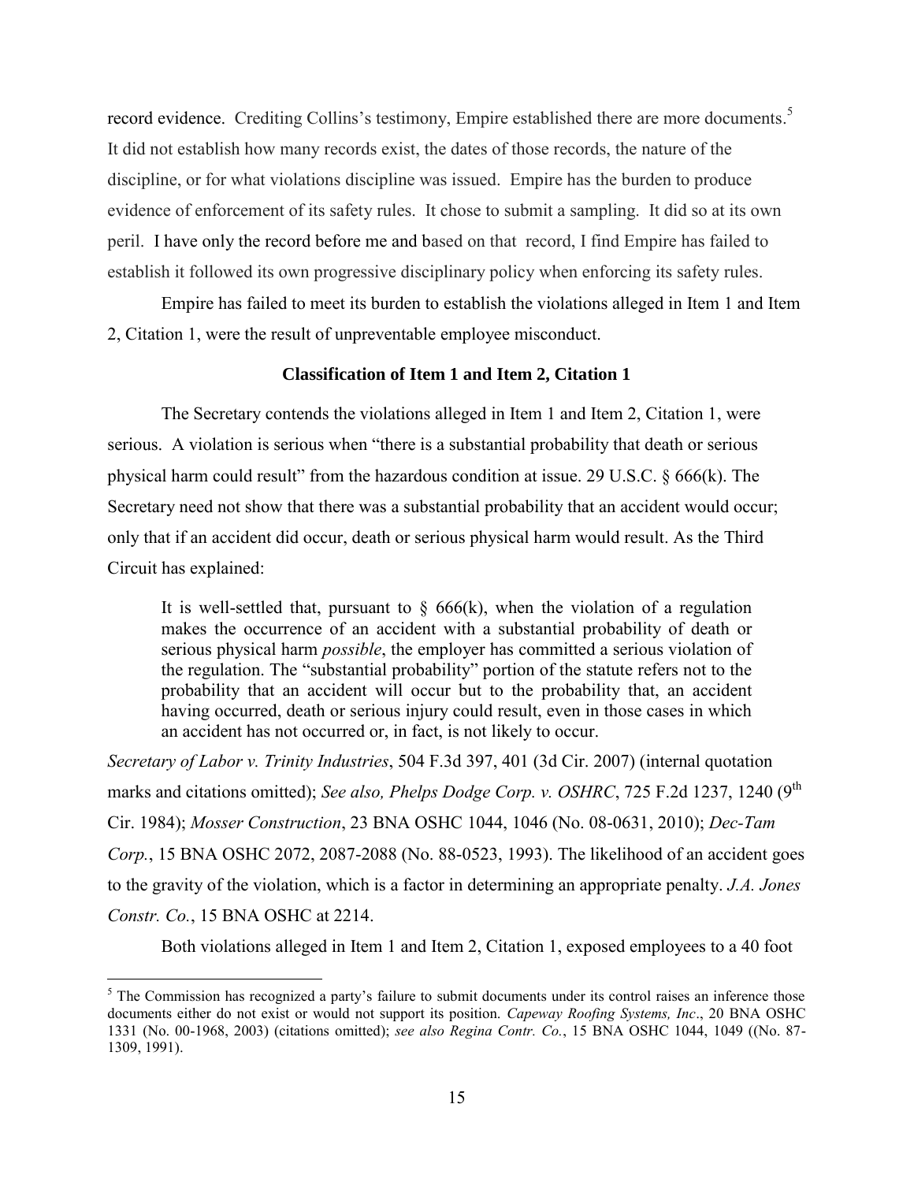record evidence. Crediting Collins's testimony, Empire established there are more documents.[5] It did not establish how many records exist, the dates of those records, the nature of the discipline, or for what violations discipline was issued. Empire has the burden to produce evidence of enforcement of its safety rules. It chose to submit a sampling. It did so at its own peril. I have only the record before me and based on that record, I find Empire has failed to establish it followed its own progressive disciplinary policy when enforcing its safety rules.

Empire has failed to meet its burden to establish the violations alleged in Item 1 and Item 2, Citation 1, were the result of unpreventable employee misconduct.

**Classification of Item 1 and Item 2, Citation 1**

The Secretary contends the violations alleged in Item 1 and Item 2, Citation 1, were serious. A violation is serious when "there is a substantial probability that death or serious physical harm could result" from the hazardous condition at issue. 29 U.S.C. § 666(k). The Secretary need not show that there was a substantial probability that an accident would occur; only that if an accident did occur, death or serious physical harm would result. As the Third Circuit has explained:

> It is well-settled that, pursuant to § 666(k), when the violation of a regulation makes the occurrence of an accident with a substantial probability of death or serious physical harm *possible*, the employer has committed a serious violation of the regulation. The "substantial probability" portion of the statute refers not to the probability that an accident will occur but to the probability that, an accident having occurred, death or serious injury could result, even in those cases in which an accident has not occurred or, in fact, is not likely to occur.

*Secretary of Labor v. Trinity Industries*, 504 F.3d 397, 401 (3d Cir. 2007) (internal quotation marks and citations omitted); *See also, Phelps Dodge Corp. v. OSHRC*, 725 F.2d 1237, 1240 (9th Cir. 1984); *Mosser Construction*, 23 BNA OSHC 1044, 1046 (No. 08-0631, 2010); *Dec-Tam Corp.*, 15 BNA OSHC 2072, 2087-2088 (No. 88-0523, 1993). The likelihood of an accident goes to the gravity of the violation, which is a factor in determining an appropriate penalty. *J.A. Jones Constr. Co.*, 15 BNA OSHC at 2214.

Both violations alleged in Item 1 and Item 2, Citation 1, exposed employees to a 40 foot

---

[5] The Commission has recognized a party's failure to submit documents under its control raises an inference those documents either do not exist or would not support its position. *Capeway Roofing Systems, Inc*., 20 BNA OSHC 1331 (No. 00-1968, 2003) (citations omitted); *see also Regina Contr. Co.*, 15 BNA OSHC 1044, 1049 ((No. 87-1309, 1991).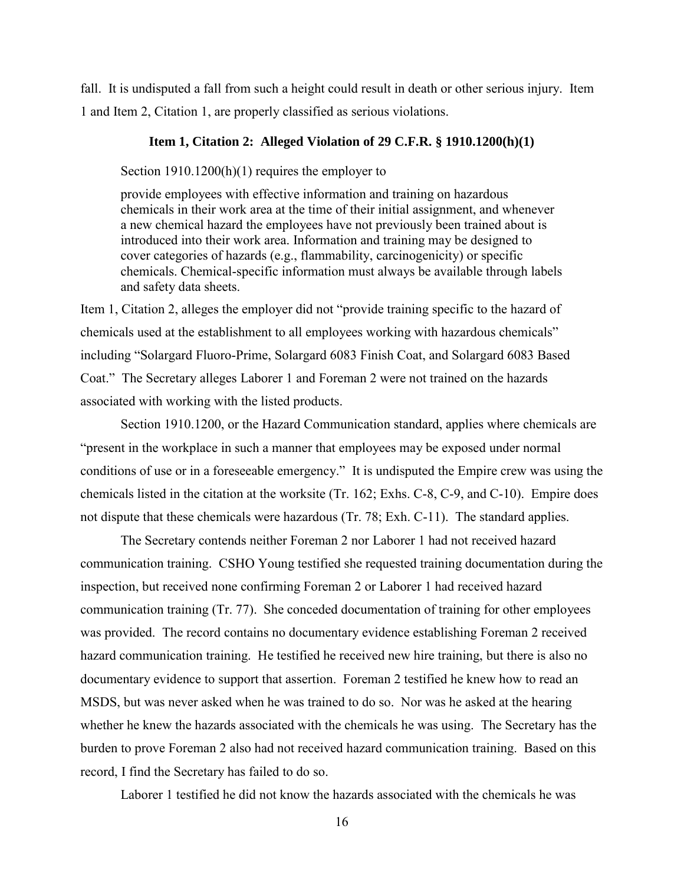fall. It is undisputed a fall from such a height could result in death or other serious injury. Item 1 and Item 2, Citation 1, are properly classified as serious violations.

### Item 1, Citation 2: Alleged Violation of 29 C.F.R. § 1910.1200(h)(1)

Section 1910.1200(h)(1) requires the employer to

> provide employees with effective information and training on hazardous chemicals in their work area at the time of their initial assignment, and whenever a new chemical hazard the employees have not previously been trained about is introduced into their work area. Information and training may be designed to cover categories of hazards (e.g., flammability, carcinogenicity) or specific chemicals. Chemical-specific information must always be available through labels and safety data sheets.

Item 1, Citation 2, alleges the employer did not "provide training specific to the hazard of chemicals used at the establishment to all employees working with hazardous chemicals" including "Solargard Fluoro-Prime, Solargard 6083 Finish Coat, and Solargard 6083 Based Coat." The Secretary alleges Laborer 1 and Foreman 2 were not trained on the hazards associated with working with the listed products.

Section 1910.1200, or the Hazard Communication standard, applies where chemicals are "present in the workplace in such a manner that employees may be exposed under normal conditions of use or in a foreseeable emergency." It is undisputed the Empire crew was using the chemicals listed in the citation at the worksite (Tr. 162; Exhs. C-8, C-9, and C-10). Empire does not dispute that these chemicals were hazardous (Tr. 78; Exh. C-11). The standard applies.

The Secretary contends neither Foreman 2 nor Laborer 1 had not received hazard communication training. CSHO Young testified she requested training documentation during the inspection, but received none confirming Foreman 2 or Laborer 1 had received hazard communication training (Tr. 77). She conceded documentation of training for other employees was provided. The record contains no documentary evidence establishing Foreman 2 received hazard communication training. He testified he received new hire training, but there is also no documentary evidence to support that assertion. Foreman 2 testified he knew how to read an MSDS, but was never asked when he was trained to do so. Nor was he asked at the hearing whether he knew the hazards associated with the chemicals he was using. The Secretary has the burden to prove Foreman 2 also had not received hazard communication training. Based on this record, I find the Secretary has failed to do so.

Laborer 1 testified he did not know the hazards associated with the chemicals he was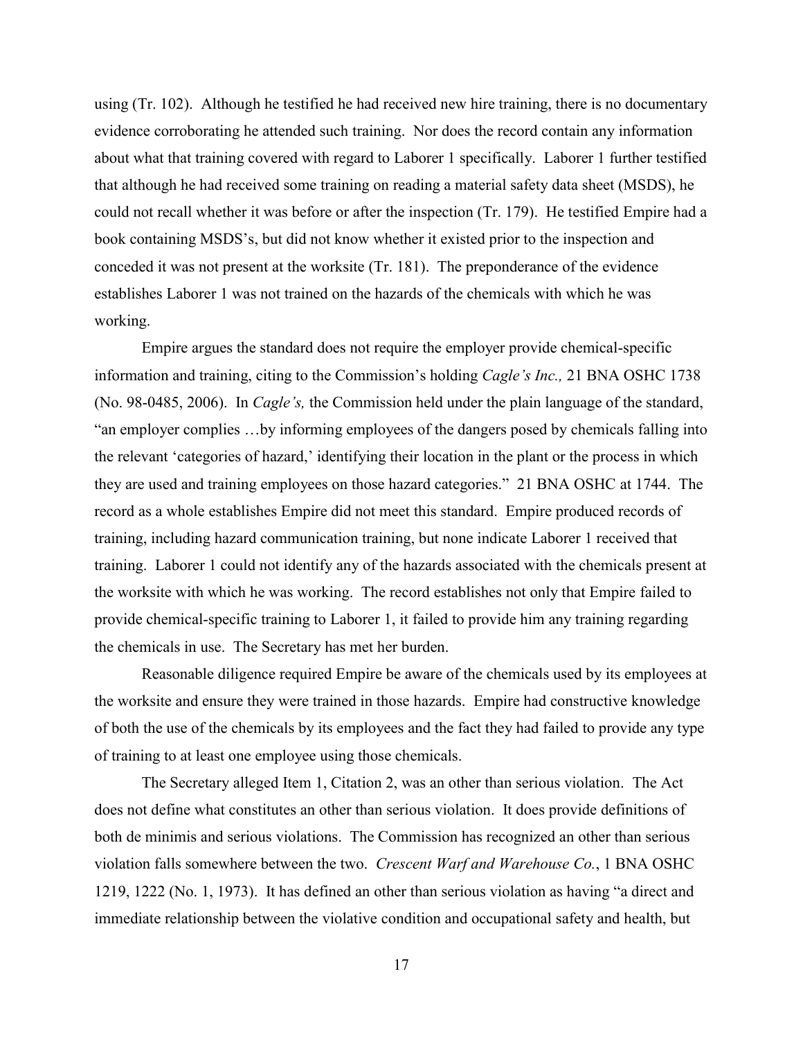using (Tr. 102). Although he testified he had received new hire training, there is no documentary evidence corroborating he attended such training. Nor does the record contain any information about what that training covered with regard to Laborer 1 specifically. Laborer 1 further testified that although he had received some training on reading a material safety data sheet (MSDS), he could not recall whether it was before or after the inspection (Tr. 179). He testified Empire had a book containing MSDS's, but did not know whether it existed prior to the inspection and conceded it was not present at the worksite (Tr. 181). The preponderance of the evidence establishes Laborer 1 was not trained on the hazards of the chemicals with which he was working.

Empire argues the standard does not require the employer provide chemical-specific information and training, citing to the Commission's holding *Cagle's Inc.,* 21 BNA OSHC 1738 (No. 98-0485, 2006). In *Cagle's,* the Commission held under the plain language of the standard, "an employer complies …by informing employees of the dangers posed by chemicals falling into the relevant 'categories of hazard,' identifying their location in the plant or the process in which they are used and training employees on those hazard categories." 21 BNA OSHC at 1744. The record as a whole establishes Empire did not meet this standard. Empire produced records of training, including hazard communication training, but none indicate Laborer 1 received that training. Laborer 1 could not identify any of the hazards associated with the chemicals present at the worksite with which he was working. The record establishes not only that Empire failed to provide chemical-specific training to Laborer 1, it failed to provide him any training regarding the chemicals in use. The Secretary has met her burden.

Reasonable diligence required Empire be aware of the chemicals used by its employees at the worksite and ensure they were trained in those hazards. Empire had constructive knowledge of both the use of the chemicals by its employees and the fact they had failed to provide any type of training to at least one employee using those chemicals.

The Secretary alleged Item 1, Citation 2, was an other than serious violation. The Act does not define what constitutes an other than serious violation. It does provide definitions of both de minimis and serious violations. The Commission has recognized an other than serious violation falls somewhere between the two. *Crescent Warf and Warehouse Co.*, 1 BNA OSHC 1219, 1222 (No. 1, 1973). It has defined an other than serious violation as having "a direct and immediate relationship between the violative condition and occupational safety and health, but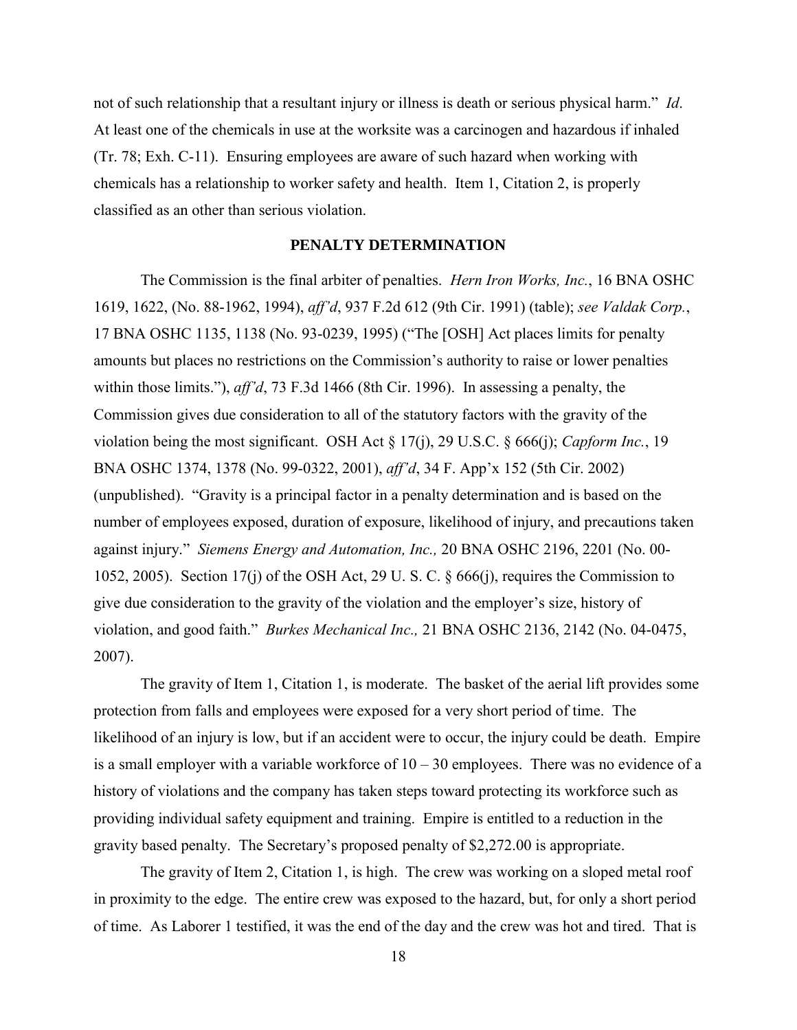not of such relationship that a resultant injury or illness is death or serious physical harm." *Id*. At least one of the chemicals in use at the worksite was a carcinogen and hazardous if inhaled (Tr. 78; Exh. C-11). Ensuring employees are aware of such hazard when working with chemicals has a relationship to worker safety and health. Item 1, Citation 2, is properly classified as an other than serious violation.

**PENALTY DETERMINATION**

The Commission is the final arbiter of penalties. *Hern Iron Works, Inc.*, 16 BNA OSHC 1619, 1622, (No. 88-1962, 1994), *aff'd*, 937 F.2d 612 (9th Cir. 1991) (table); *see Valdak Corp.*, 17 BNA OSHC 1135, 1138 (No. 93-0239, 1995) ("The [OSH] Act places limits for penalty amounts but places no restrictions on the Commission's authority to raise or lower penalties within those limits."), *aff'd*, 73 F.3d 1466 (8th Cir. 1996). In assessing a penalty, the Commission gives due consideration to all of the statutory factors with the gravity of the violation being the most significant. OSH Act § 17(j), 29 U.S.C. § 666(j); *Capform Inc.*, 19 BNA OSHC 1374, 1378 (No. 99-0322, 2001), *aff'd*, 34 F. App'x 152 (5th Cir. 2002) (unpublished). "Gravity is a principal factor in a penalty determination and is based on the number of employees exposed, duration of exposure, likelihood of injury, and precautions taken against injury." *Siemens Energy and Automation, Inc.,* 20 BNA OSHC 2196, 2201 (No. 00-1052, 2005). Section 17(j) of the OSH Act, 29 U. S. C. § 666(j), requires the Commission to give due consideration to the gravity of the violation and the employer's size, history of violation, and good faith." *Burkes Mechanical Inc.,* 21 BNA OSHC 2136, 2142 (No. 04-0475, 2007).

The gravity of Item 1, Citation 1, is moderate. The basket of the aerial lift provides some protection from falls and employees were exposed for a very short period of time. The likelihood of an injury is low, but if an accident were to occur, the injury could be death. Empire is a small employer with a variable workforce of 10 – 30 employees. There was no evidence of a history of violations and the company has taken steps toward protecting its workforce such as providing individual safety equipment and training. Empire is entitled to a reduction in the gravity based penalty. The Secretary's proposed penalty of $2,272.00 is appropriate.

The gravity of Item 2, Citation 1, is high. The crew was working on a sloped metal roof in proximity to the edge. The entire crew was exposed to the hazard, but, for only a short period of time. As Laborer 1 testified, it was the end of the day and the crew was hot and tired. That is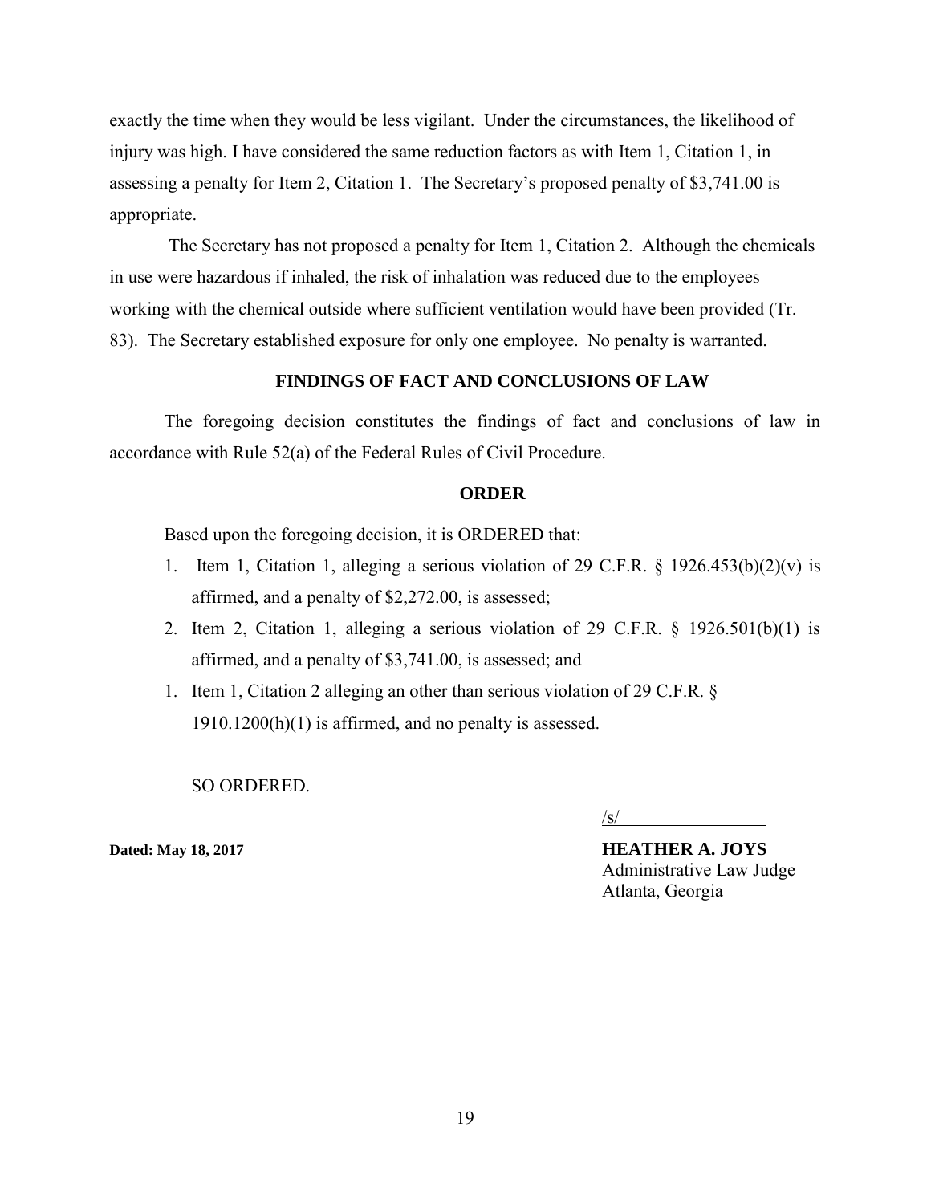exactly the time when they would be less vigilant. Under the circumstances, the likelihood of injury was high. I have considered the same reduction factors as with Item 1, Citation 1, in assessing a penalty for Item 2, Citation 1. The Secretary's proposed penalty of $3,741.00 is appropriate.

The Secretary has not proposed a penalty for Item 1, Citation 2. Although the chemicals in use were hazardous if inhaled, the risk of inhalation was reduced due to the employees working with the chemical outside where sufficient ventilation would have been provided (Tr. 83). The Secretary established exposure for only one employee. No penalty is warranted.

## FINDINGS OF FACT AND CONCLUSIONS OF LAW

The foregoing decision constitutes the findings of fact and conclusions of law in accordance with Rule 52(a) of the Federal Rules of Civil Procedure.

## ORDER

Based upon the foregoing decision, it is ORDERED that:

1. Item 1, Citation 1, alleging a serious violation of 29 C.F.R. § 1926.453(b)(2)(v) is affirmed, and a penalty of $2,272.00, is assessed;
2. Item 2, Citation 1, alleging a serious violation of 29 C.F.R. § 1926.501(b)(1) is affirmed, and a penalty of $3,741.00, is assessed; and
1. Item 1, Citation 2 alleging an other than serious violation of 29 C.F.R. § 1910.1200(h)(1) is affirmed, and no penalty is assessed.

SO ORDERED.

/s/

**Dated: May 18, 2017**

**HEATHER A. JOYS**
Administrative Law Judge
Atlanta, Georgia